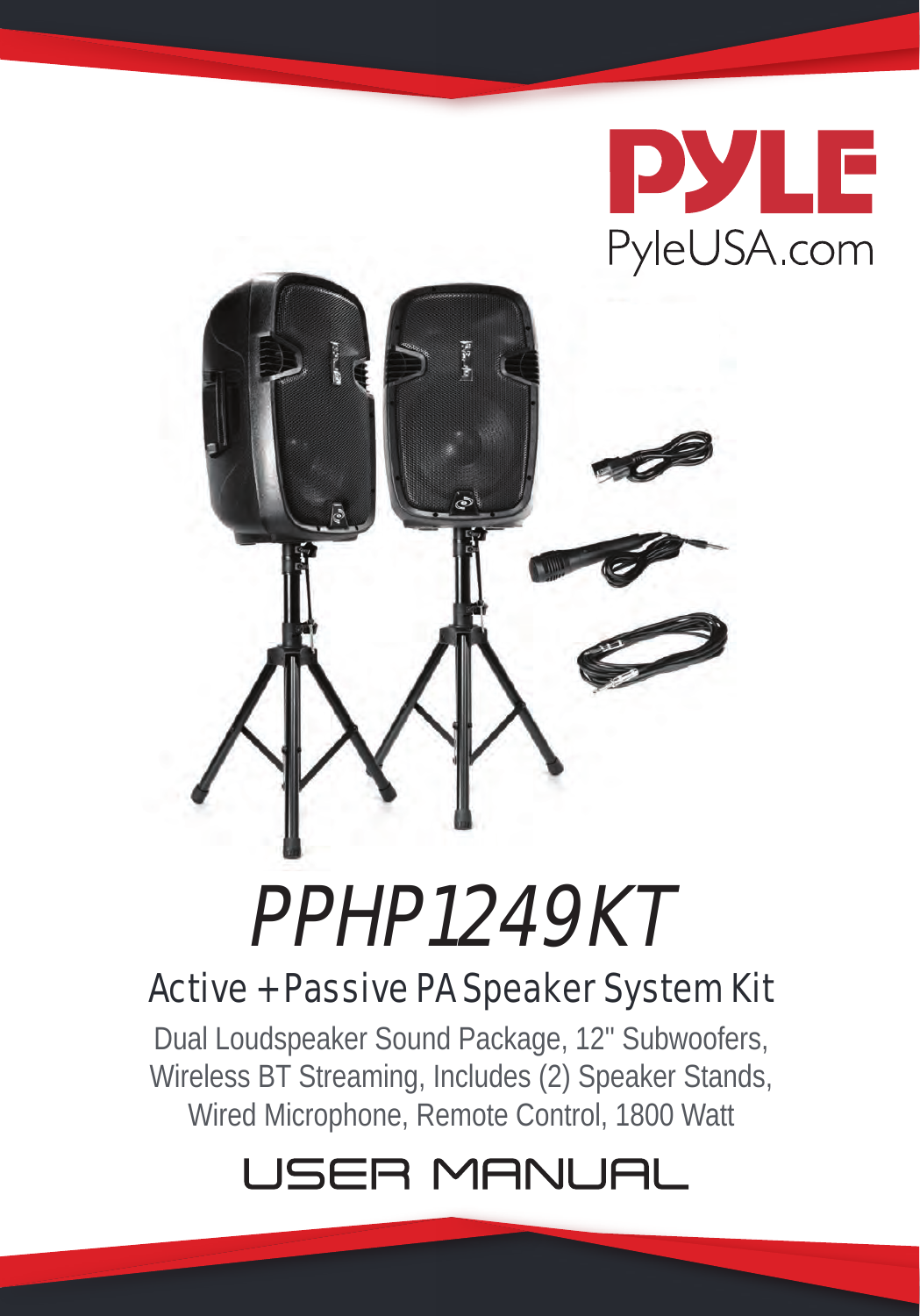# PYLE

PyleUSA.com

# PPHP1249KT

## Active + Passive PA Speaker System Kit

Dual Loudspeaker Sound Package, 12" Subwoofers, Wireless BT Streaming, Includes (2) Speaker Stands, Wired Microphone, Remote Control, 1800 Watt

# USER MANUAL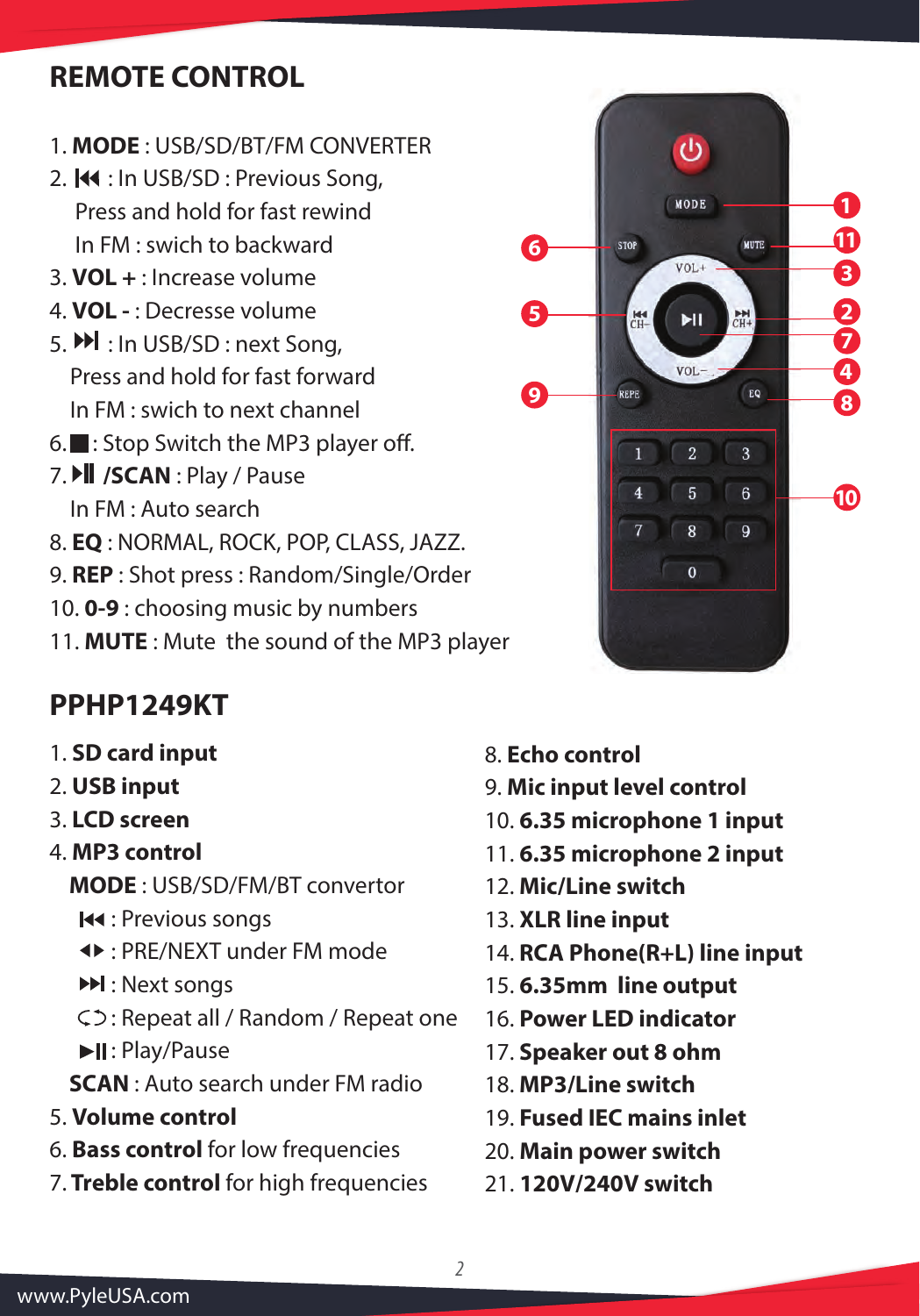## REMOTE CONTROL

1. **MODE** : USB/SD/BT/FM CONVERTER
2. ⏮ : In USB/SD : Previous Song,
   Press and hold for fast rewind
   In FM : swich to backward
3. **VOL +** : Increase volume
4. **VOL -** : Decresse volume
5. ⏭ : In USB/SD : next Song,
   Press and hold for fast forward
   In FM : swich to next channel
6. ■ : Stop Switch the MP3 player off.
7. ⏯ **/SCAN** : Play / Pause
   In FM : Auto search
8. **EQ** : NORMAL, ROCK, POP, CLASS, JAZZ.
9. **REP** : Shot press : Random/Single/Order
10. **0-9** : choosing music by numbers
11. **MUTE** : Mute the sound of the MP3 player

## PPHP1249KT

1. **SD card input**
2. **USB input**
3. **LCD screen**
4. **MP3 control**
   **MODE** : USB/SD/FM/BT convertor
   ⏮ : Previous songs
   ◀▶ : PRE/NEXT under FM mode
   ⏭ : Next songs
   ⟲ : Repeat all / Random / Repeat one
   ▶II : Play/Pause
   **SCAN** : Auto search under FM radio
5. **Volume control**
6. **Bass control** for low frequencies
7. **Treble control** for high frequencies
8. **Echo control**
9. **Mic input level control**
10. **6.35 microphone 1 input**
11. **6.35 microphone 2 input**
12. **Mic/Line switch**
13. **XLR line input**
14. **RCA Phone(R+L) line input**
15. **6.35mm line output**
16. **Power LED indicator**
17. **Speaker out 8 ohm**
18. **MP3/Line switch**
19. **Fused IEC mains inlet**
20. **Main power switch**
21. **120V/240V switch**

www.PyleUSA.com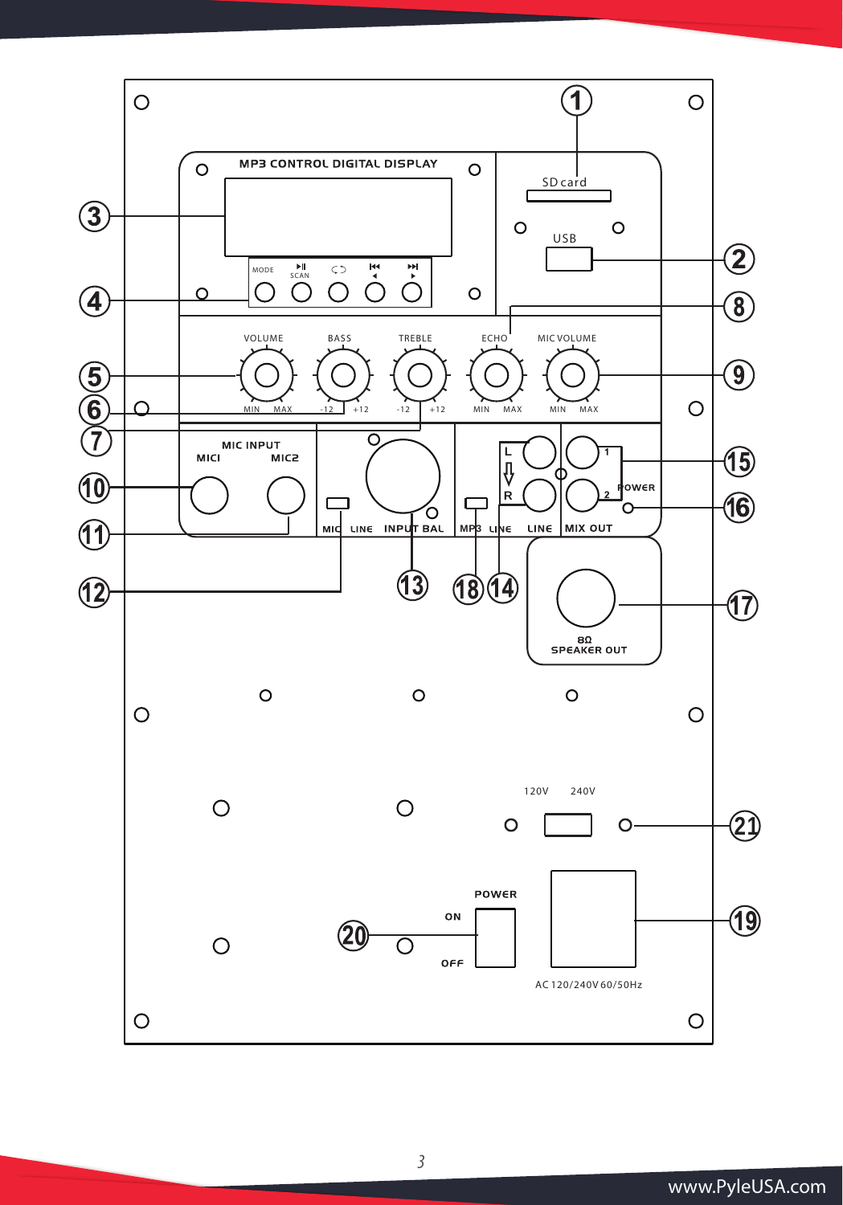MP3 CONTROL DIGITAL DISPLAY

SD card

USB

MODE ▶II SCAN ⟲ ⏮ ◀ ⏭ ▶

VOLUME BASS TREBLE ECHO MIC VOLUME

MIN MAX -12 +12 -12 +12 MIN MAX MIN MAX

MIC INPUT
MIC1 MIC2

MIC LINE INPUT BAL

MP3 LINE LINE

L R

1 2 POWER

MIX OUT

8Ω
SPEAKER OUT

120V 240V

POWER
ON
OFF

AC 120/240V 60/50Hz

1 2 3 4 5 6 7 8 9 10 11 12 13 14 15 16 17 18 19 20 21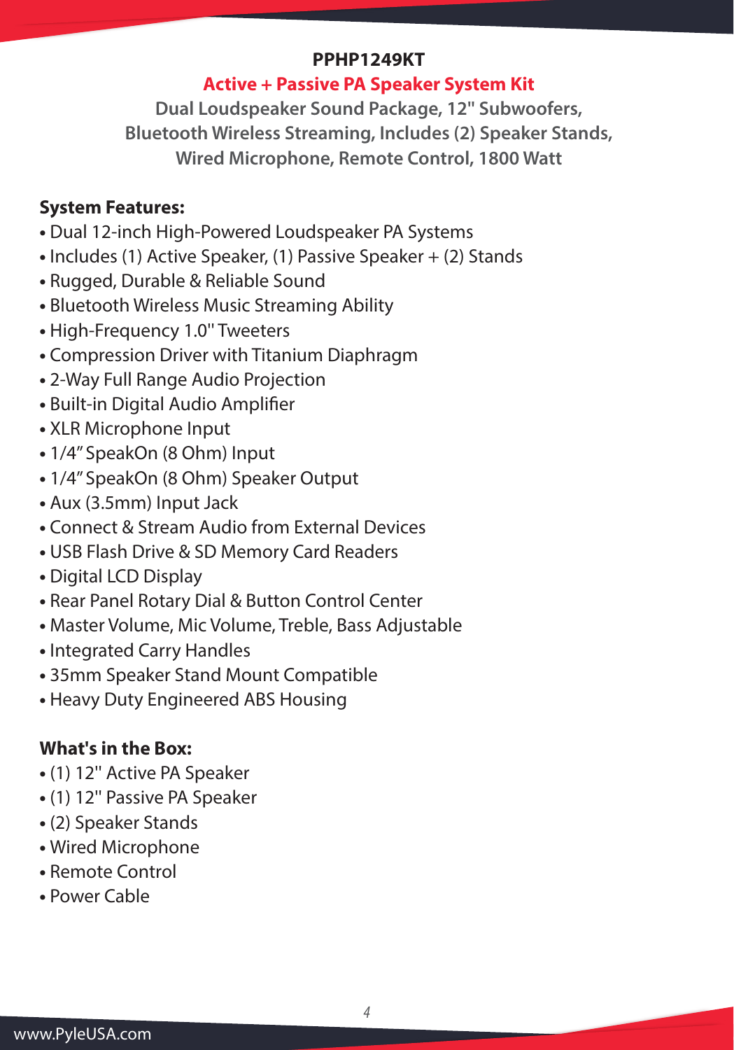# PPHP1249KT

## Active + Passive PA Speaker System Kit

**Dual Loudspeaker Sound Package, 12" Subwoofers, Bluetooth Wireless Streaming, Includes (2) Speaker Stands, Wired Microphone, Remote Control, 1800 Watt**

**System Features:**

- Dual 12-inch High-Powered Loudspeaker PA Systems
- Includes (1) Active Speaker, (1) Passive Speaker + (2) Stands
- Rugged, Durable & Reliable Sound
- Bluetooth Wireless Music Streaming Ability
- High-Frequency 1.0" Tweeters
- Compression Driver with Titanium Diaphragm
- 2-Way Full Range Audio Projection
- Built-in Digital Audio Amplifier
- XLR Microphone Input
- 1/4" SpeakOn (8 Ohm) Input
- 1/4" SpeakOn (8 Ohm) Speaker Output
- Aux (3.5mm) Input Jack
- Connect & Stream Audio from External Devices
- USB Flash Drive & SD Memory Card Readers
- Digital LCD Display
- Rear Panel Rotary Dial & Button Control Center
- Master Volume, Mic Volume, Treble, Bass Adjustable
- Integrated Carry Handles
- 35mm Speaker Stand Mount Compatible
- Heavy Duty Engineered ABS Housing

**What's in the Box:**

- (1) 12" Active PA Speaker
- (1) 12" Passive PA Speaker
- (2) Speaker Stands
- Wired Microphone
- Remote Control
- Power Cable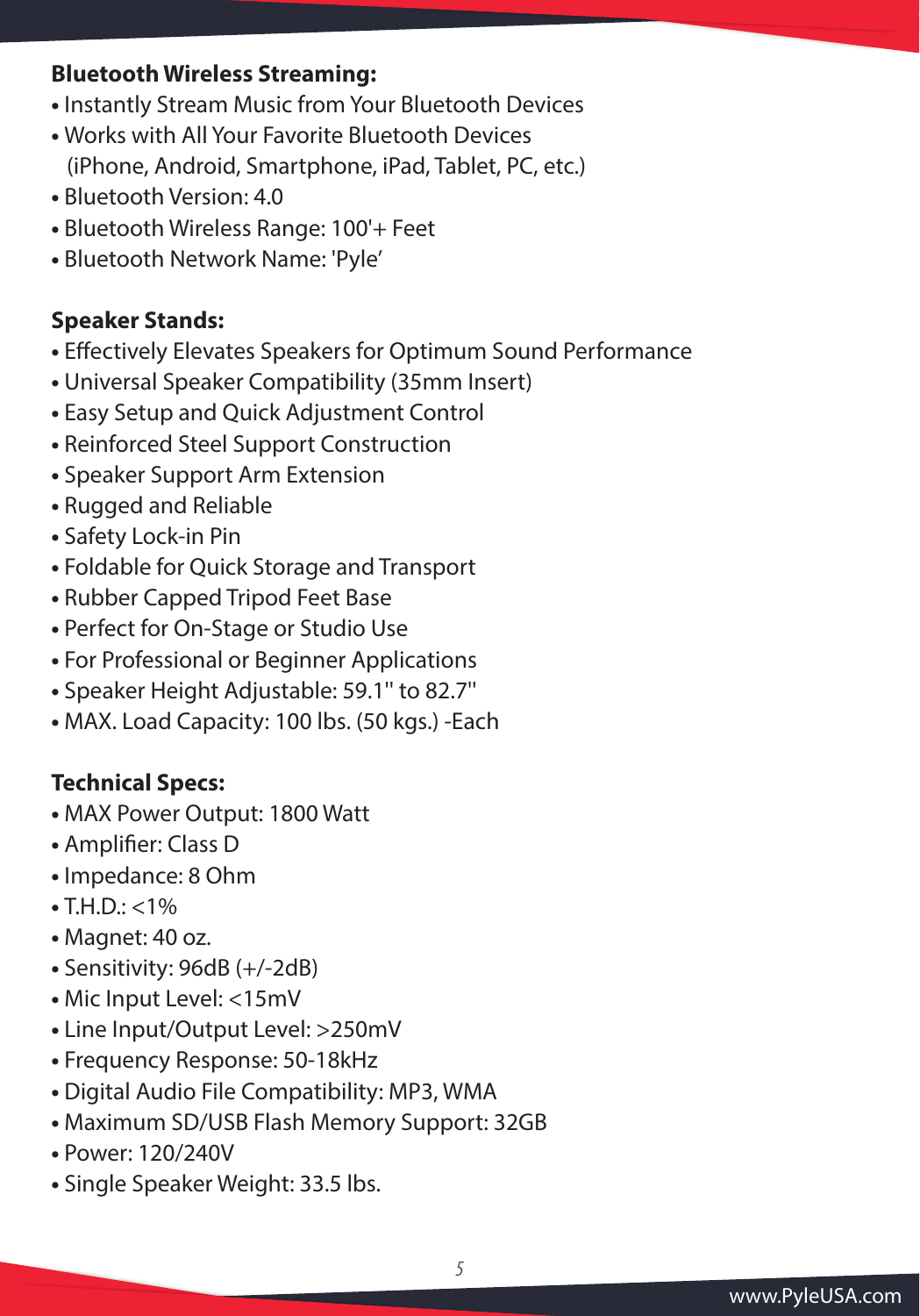**Bluetooth Wireless Streaming:**

- Instantly Stream Music from Your Bluetooth Devices
- Works with All Your Favorite Bluetooth Devices (iPhone, Android, Smartphone, iPad, Tablet, PC, etc.)
- Bluetooth Version: 4.0
- Bluetooth Wireless Range: 100'+ Feet
- Bluetooth Network Name: 'Pyle'

**Speaker Stands:**

- Effectively Elevates Speakers for Optimum Sound Performance
- Universal Speaker Compatibility (35mm Insert)
- Easy Setup and Quick Adjustment Control
- Reinforced Steel Support Construction
- Speaker Support Arm Extension
- Rugged and Reliable
- Safety Lock-in Pin
- Foldable for Quick Storage and Transport
- Rubber Capped Tripod Feet Base
- Perfect for On-Stage or Studio Use
- For Professional or Beginner Applications
- Speaker Height Adjustable: 59.1" to 82.7"
- MAX. Load Capacity: 100 lbs. (50 kgs.) -Each

**Technical Specs:**

- MAX Power Output: 1800 Watt
- Amplifier: Class D
- Impedance: 8 Ohm
- T.H.D.: <1%
- Magnet: 40 oz.
- Sensitivity: 96dB (+/-2dB)
- Mic Input Level: <15mV
- Line Input/Output Level: >250mV
- Frequency Response: 50-18kHz
- Digital Audio File Compatibility: MP3, WMA
- Maximum SD/USB Flash Memory Support: 32GB
- Power: 120/240V
- Single Speaker Weight: 33.5 lbs.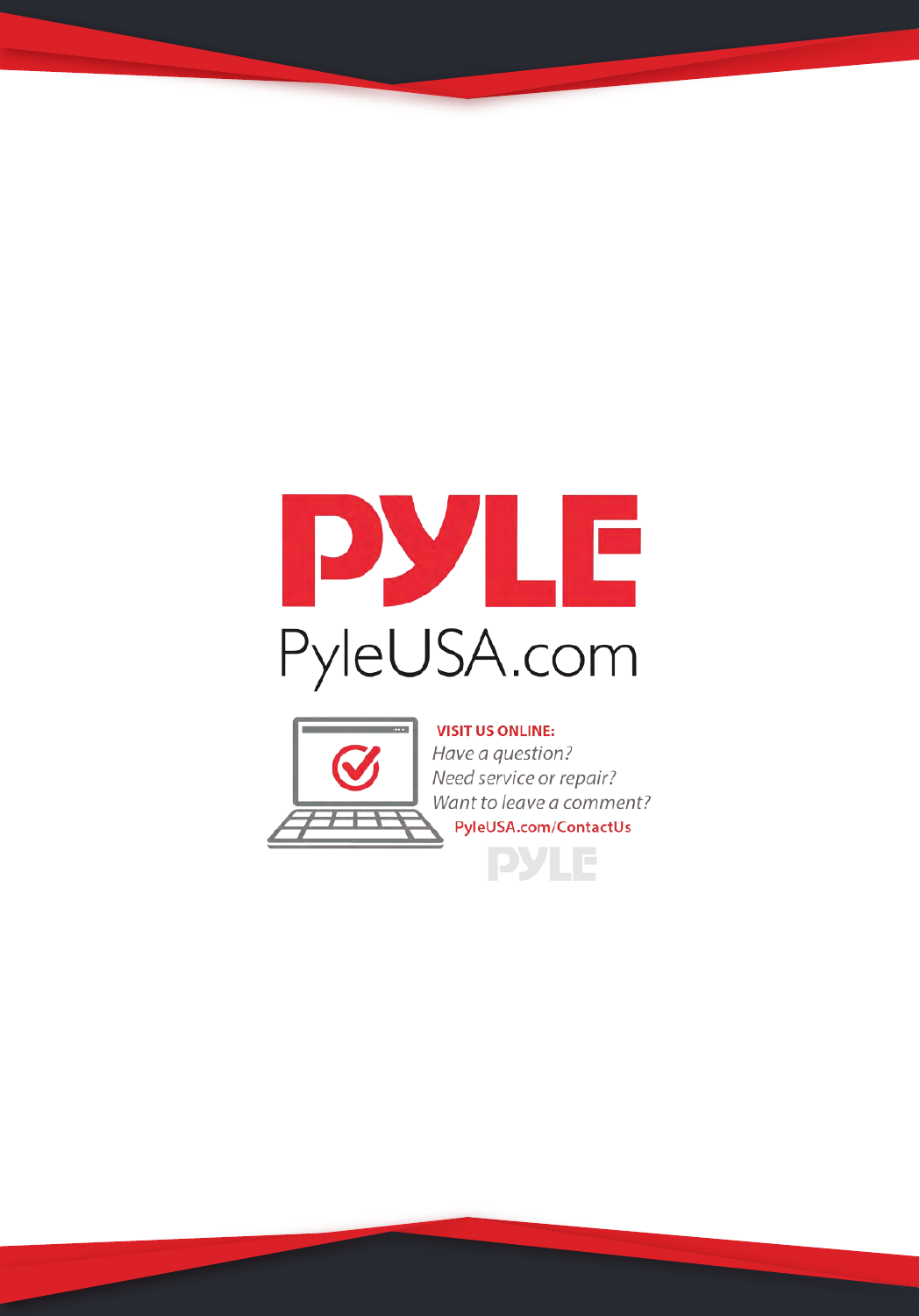# PYLE

PyleUSA.com

**VISIT US ONLINE:**

*Have a question?*

*Need service or repair?*

*Want to leave a comment?*

PyleUSA.com/ContactUs

PYLE